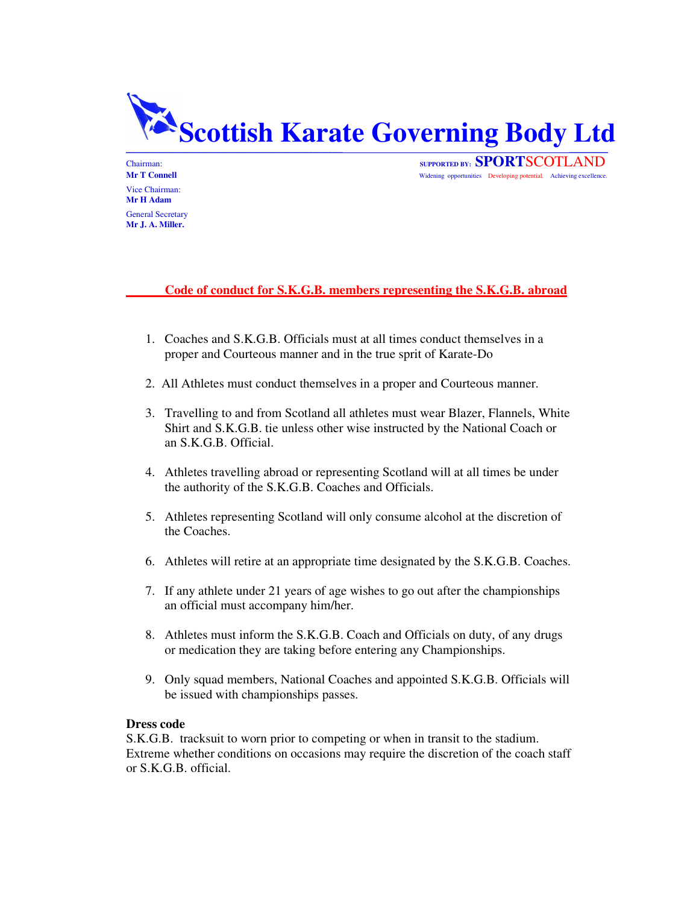# Scottish Karate Governing Body Ltd

Chairman:
**Mr T Connell**

Vice Chairman:
**Mr H Adam**

General Secretary
**Mr J. A. Miller.**

SUPPORTED BY: SPORTSCOTLAND
Widening opportunities Developing potential. Achieving excellence.

## Code of conduct for S.K.G.B. members representing the S.K.G.B. abroad

1. Coaches and S.K.G.B. Officials must at all times conduct themselves in a proper and Courteous manner and in the true sprit of Karate-Do

2. All Athletes must conduct themselves in a proper and Courteous manner.

3. Travelling to and from Scotland all athletes must wear Blazer, Flannels, White Shirt and S.K.G.B. tie unless other wise instructed by the National Coach or an S.K.G.B. Official.

4. Athletes travelling abroad or representing Scotland will at all times be under the authority of the S.K.G.B. Coaches and Officials.

5. Athletes representing Scotland will only consume alcohol at the discretion of the Coaches.

6. Athletes will retire at an appropriate time designated by the S.K.G.B. Coaches.

7. If any athlete under 21 years of age wishes to go out after the championships an official must accompany him/her.

8. Athletes must inform the S.K.G.B. Coach and Officials on duty, of any drugs or medication they are taking before entering any Championships.

9. Only squad members, National Coaches and appointed S.K.G.B. Officials will be issued with championships passes.

**Dress code**
S.K.G.B. tracksuit to worn prior to competing or when in transit to the stadium. Extreme whether conditions on occasions may require the discretion of the coach staff or S.K.G.B. official.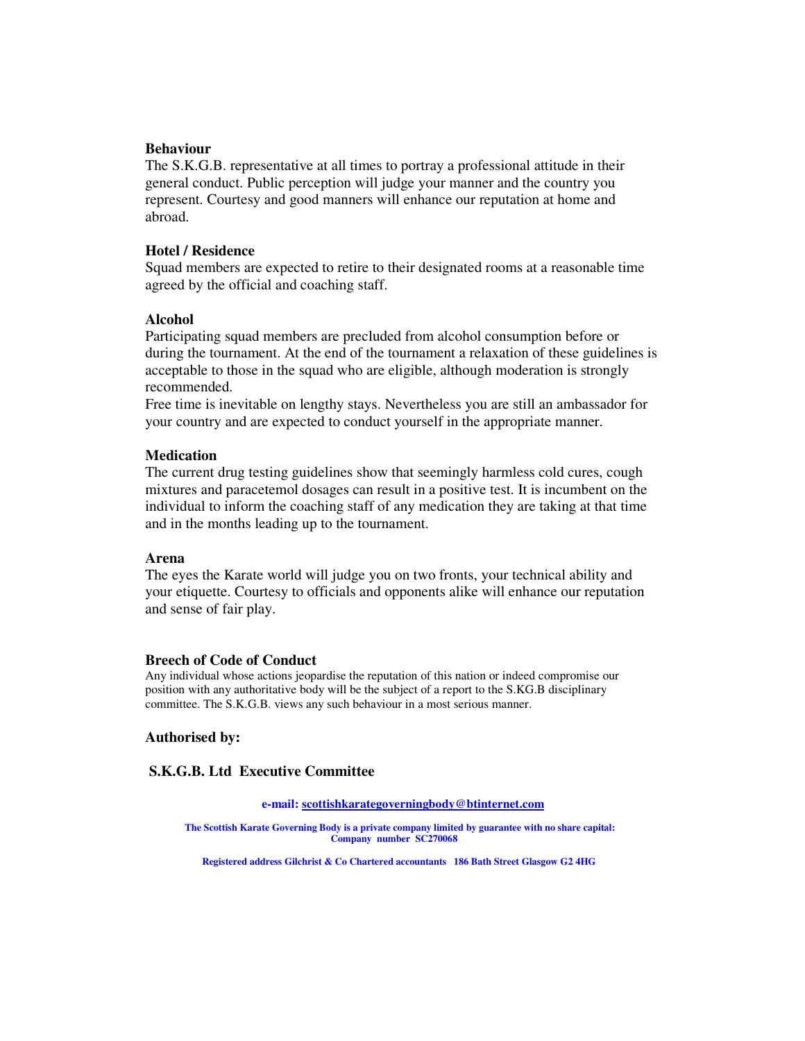## Behaviour

The S.K.G.B. representative at all times to portray a professional attitude in their general conduct. Public perception will judge your manner and the country you represent. Courtesy and good manners will enhance our reputation at home and abroad.

## Hotel / Residence

Squad members are expected to retire to their designated rooms at a reasonable time agreed by the official and coaching staff.

## Alcohol

Participating squad members are precluded from alcohol consumption before or during the tournament. At the end of the tournament a relaxation of these guidelines is acceptable to those in the squad who are eligible, although moderation is strongly recommended.

Free time is inevitable on lengthy stays. Nevertheless you are still an ambassador for your country and are expected to conduct yourself in the appropriate manner.

## Medication

The current drug testing guidelines show that seemingly harmless cold cures, cough mixtures and paracetemol dosages can result in a positive test. It is incumbent on the individual to inform the coaching staff of any medication they are taking at that time and in the months leading up to the tournament.

## Arena

The eyes the Karate world will judge you on two fronts, your technical ability and your etiquette. Courtesy to officials and opponents alike will enhance our reputation and sense of fair play.

## Breech of Code of Conduct

Any individual whose actions jeopardise the reputation of this nation or indeed compromise our position with any authoritative body will be the subject of a report to the S.KG.B disciplinary committee. The S.K.G.B. views any such behaviour in a most serious manner.

**Authorised by:**

**S.K.G.B. Ltd Executive Committee**

**e-mail: scottishkarategoverningbody@btinternet.com**

**The Scottish Karate Governing Body is a private company limited by guarantee with no share capital: Company number SC270068**

**Registered address Gilchrist & Co Chartered accountants 186 Bath Street Glasgow G2 4HG**